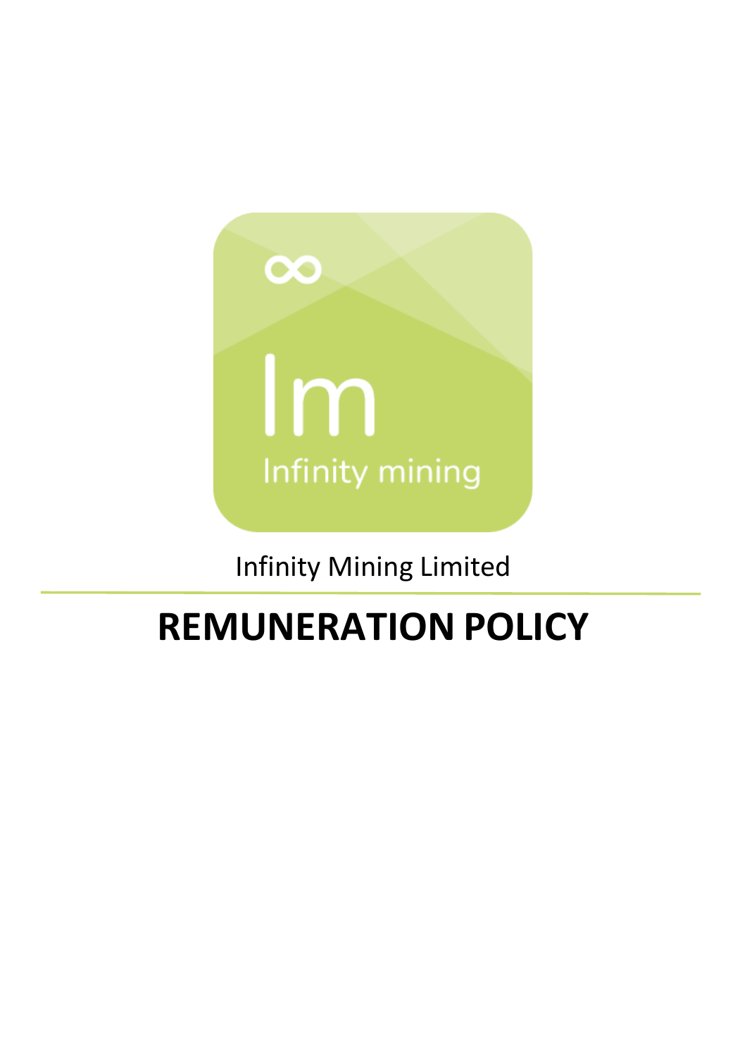Infinity Mining Limited

# REMUNERATION POLICY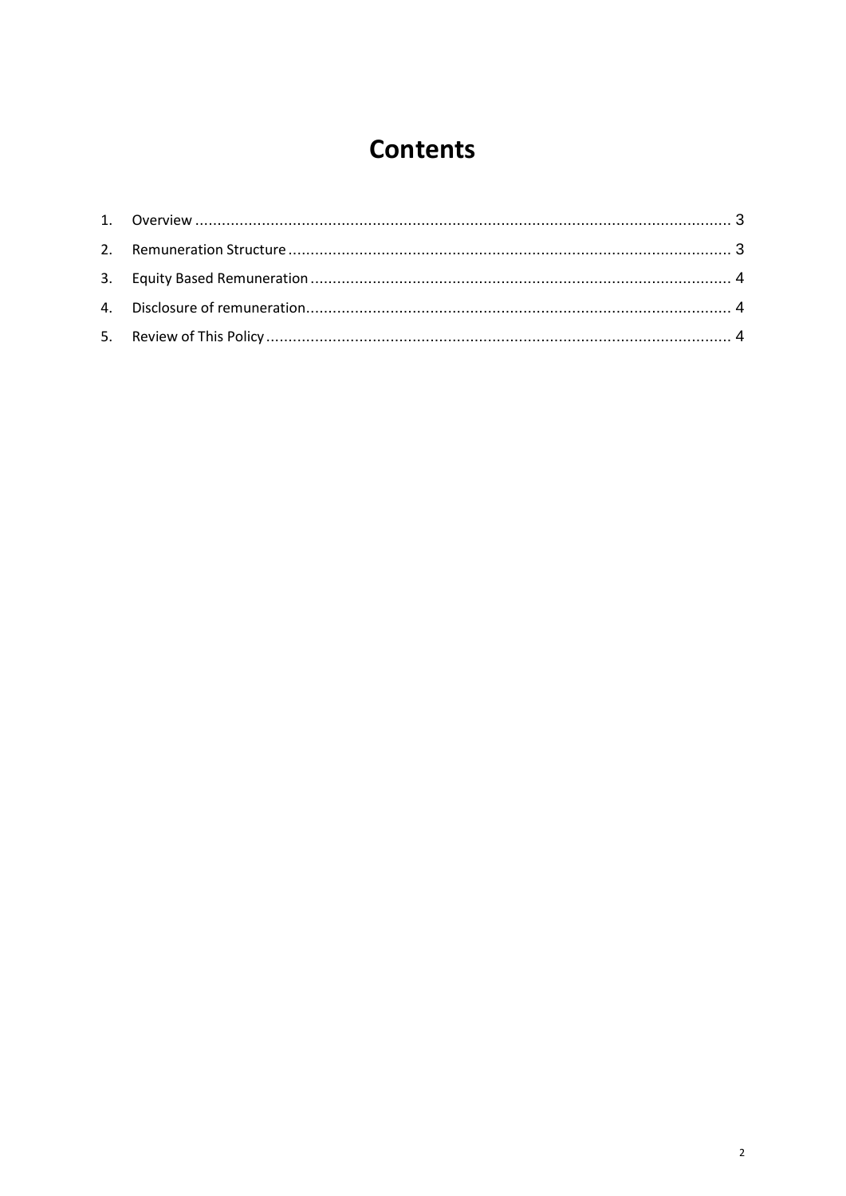# Contents

1. Overview ........................................................................................................................ 3
2. Remuneration Structure .................................................................................................. 3
3. Equity Based Remuneration ............................................................................................. 4
4. Disclosure of remuneration............................................................................................... 4
5. Review of This Policy ........................................................................................................ 4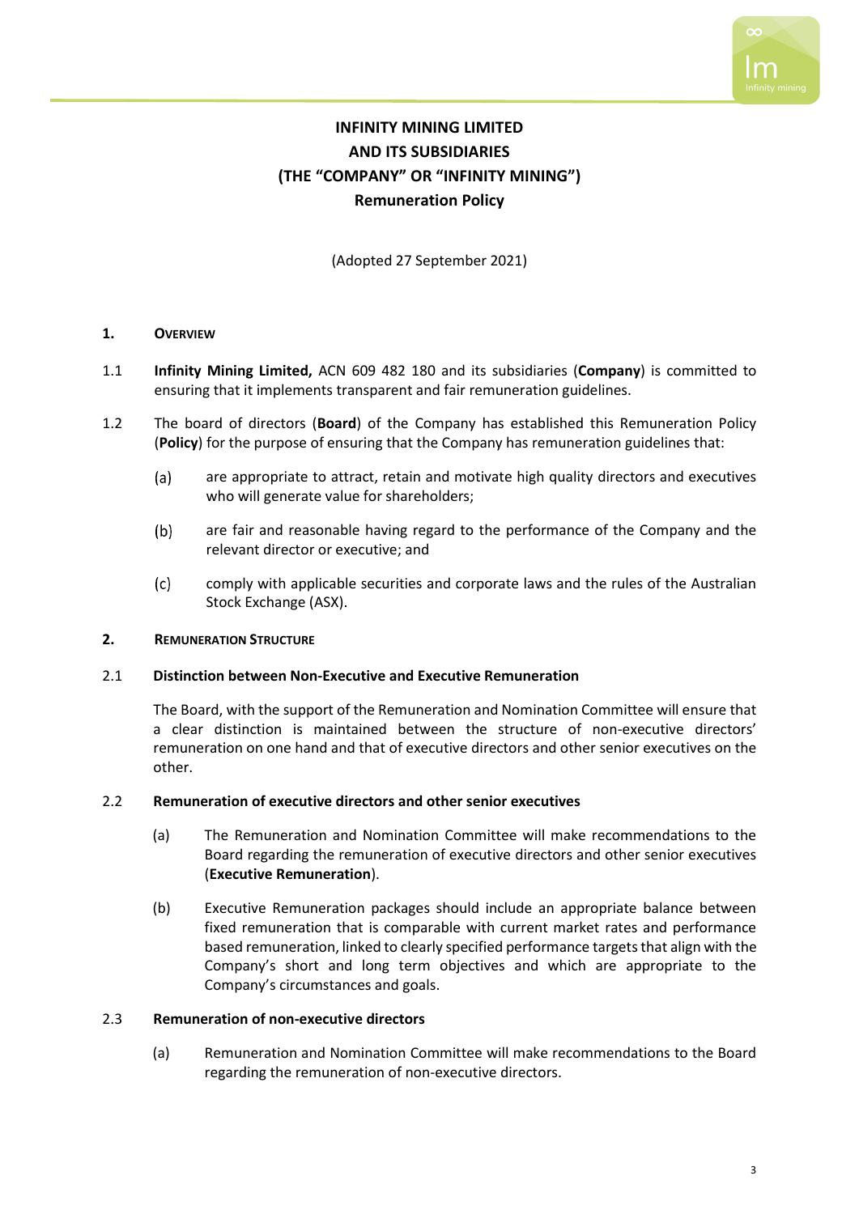# INFINITY MINING LIMITED
# AND ITS SUBSIDIARIES
# (THE "COMPANY" OR "INFINITY MINING")
## Remuneration Policy

(Adopted 27 September 2021)

### 1. OVERVIEW

1.1 **Infinity Mining Limited,** ACN 609 482 180 and its subsidiaries (**Company**) is committed to ensuring that it implements transparent and fair remuneration guidelines.

1.2 The board of directors (**Board**) of the Company has established this Remuneration Policy (**Policy**) for the purpose of ensuring that the Company has remuneration guidelines that:

(a) are appropriate to attract, retain and motivate high quality directors and executives who will generate value for shareholders;

(b) are fair and reasonable having regard to the performance of the Company and the relevant director or executive; and

(c) comply with applicable securities and corporate laws and the rules of the Australian Stock Exchange (ASX).

### 2. REMUNERATION STRUCTURE

#### 2.1 Distinction between Non-Executive and Executive Remuneration

The Board, with the support of the Remuneration and Nomination Committee will ensure that a clear distinction is maintained between the structure of non-executive directors' remuneration on one hand and that of executive directors and other senior executives on the other.

#### 2.2 Remuneration of executive directors and other senior executives

(a) The Remuneration and Nomination Committee will make recommendations to the Board regarding the remuneration of executive directors and other senior executives (**Executive Remuneration**).

(b) Executive Remuneration packages should include an appropriate balance between fixed remuneration that is comparable with current market rates and performance based remuneration, linked to clearly specified performance targets that align with the Company's short and long term objectives and which are appropriate to the Company's circumstances and goals.

#### 2.3 Remuneration of non-executive directors

(a) Remuneration and Nomination Committee will make recommendations to the Board regarding the remuneration of non-executive directors.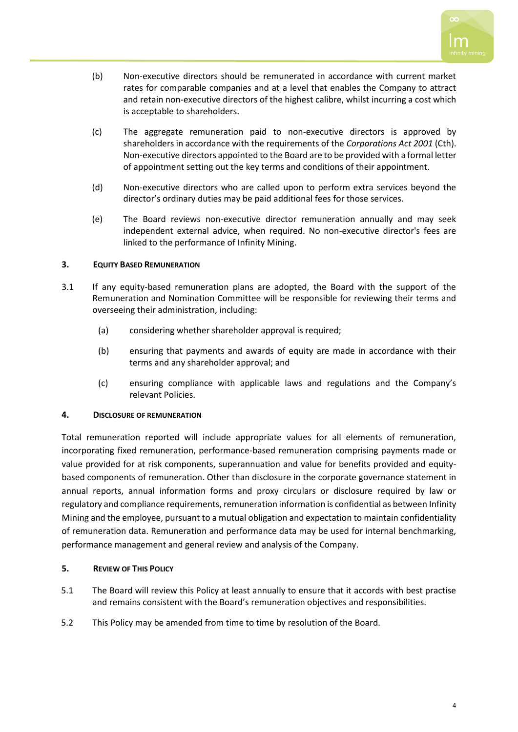(b) Non-executive directors should be remunerated in accordance with current market rates for comparable companies and at a level that enables the Company to attract and retain non-executive directors of the highest calibre, whilst incurring a cost which is acceptable to shareholders.

(c) The aggregate remuneration paid to non-executive directors is approved by shareholders in accordance with the requirements of the *Corporations Act 2001* (Cth). Non-executive directors appointed to the Board are to be provided with a formal letter of appointment setting out the key terms and conditions of their appointment.

(d) Non-executive directors who are called upon to perform extra services beyond the director's ordinary duties may be paid additional fees for those services.

(e) The Board reviews non-executive director remuneration annually and may seek independent external advice, when required. No non-executive director's fees are linked to the performance of Infinity Mining.

## 3. Equity Based Remuneration

3.1 If any equity-based remuneration plans are adopted, the Board with the support of the Remuneration and Nomination Committee will be responsible for reviewing their terms and overseeing their administration, including:

(a) considering whether shareholder approval is required;

(b) ensuring that payments and awards of equity are made in accordance with their terms and any shareholder approval; and

(c) ensuring compliance with applicable laws and regulations and the Company's relevant Policies.

## 4. Disclosure of Remuneration

Total remuneration reported will include appropriate values for all elements of remuneration, incorporating fixed remuneration, performance-based remuneration comprising payments made or value provided for at risk components, superannuation and value for benefits provided and equity-based components of remuneration. Other than disclosure in the corporate governance statement in annual reports, annual information forms and proxy circulars or disclosure required by law or regulatory and compliance requirements, remuneration information is confidential as between Infinity Mining and the employee, pursuant to a mutual obligation and expectation to maintain confidentiality of remuneration data. Remuneration and performance data may be used for internal benchmarking, performance management and general review and analysis of the Company.

## 5. Review of This Policy

5.1 The Board will review this Policy at least annually to ensure that it accords with best practise and remains consistent with the Board's remuneration objectives and responsibilities.

5.2 This Policy may be amended from time to time by resolution of the Board.